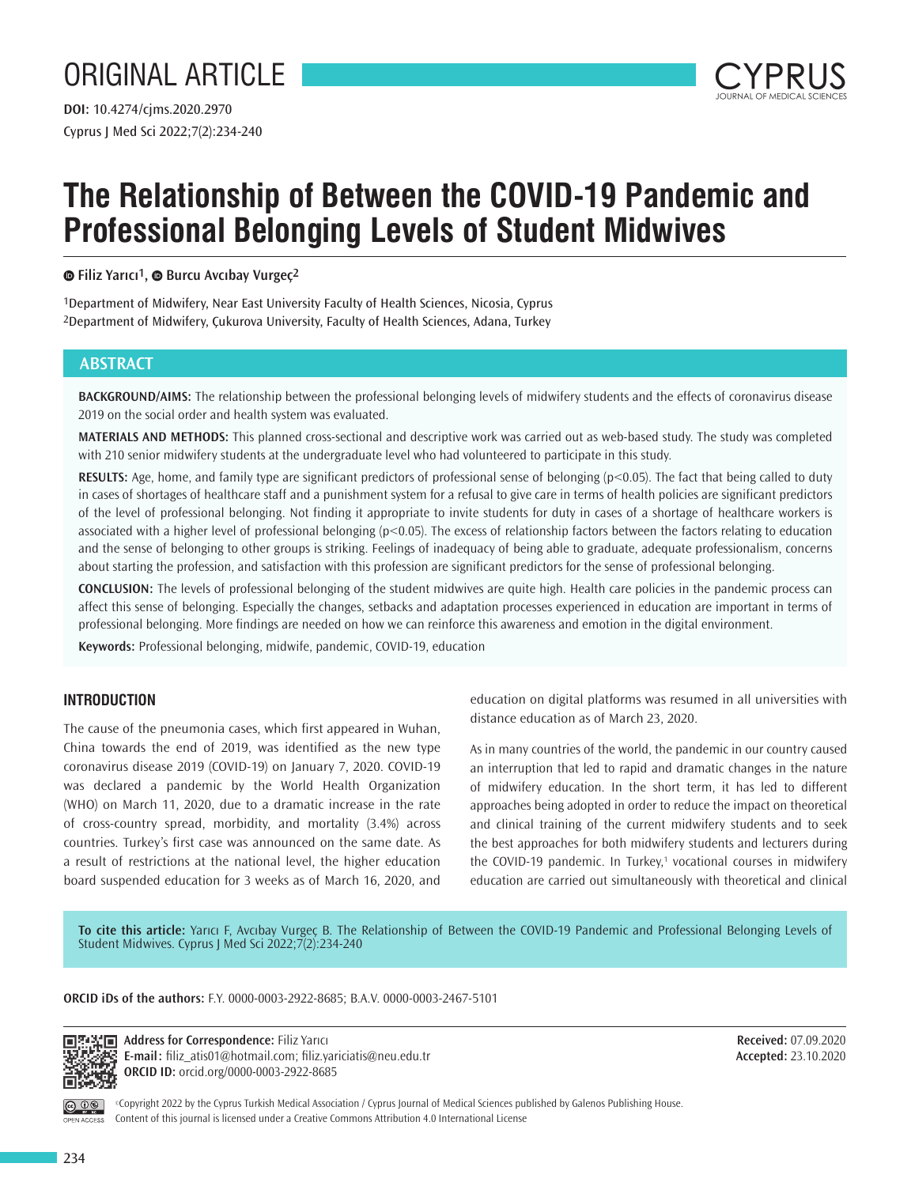ORIGINAL ARTICLE

**DOI:** 10.4274/cjms.2020.2970

# The Relationship of Between the COVID-19 Pandemic and Professional Belonging Levels of Student Midwives

Filiz Yarıcı[1], Burcu Avcıbay Vurgeç[2]

[1]Department of Midwifery, Near East University Faculty of Health Sciences, Nicosia, Cyprus
[2]Department of Midwifery, Çukurova University, Faculty of Health Sciences, Adana, Turkey

## ABSTRACT

**BACKGROUND/AIMS:** The relationship between the professional belonging levels of midwifery students and the effects of coronavirus disease 2019 on the social order and health system was evaluated.

**MATERIALS AND METHODS:** This planned cross-sectional and descriptive work was carried out as web-based study. The study was completed with 210 senior midwifery students at the undergraduate level who had volunteered to participate in this study.

**RESULTS:** Age, home, and family type are significant predictors of professional sense of belonging ($p<0.05$). The fact that being called to duty in cases of shortages of healthcare staff and a punishment system for a refusal to give care in terms of health policies are significant predictors of the level of professional belonging. Not finding it appropriate to invite students for duty in cases of a shortage of healthcare workers is associated with a higher level of professional belonging ($p<0.05$). The excess of relationship factors between the factors relating to education and the sense of belonging to other groups is striking. Feelings of inadequacy of being able to graduate, adequate professionalism, concerns about starting the profession, and satisfaction with this profession are significant predictors for the sense of professional belonging.

**CONCLUSION:** The levels of professional belonging of the student midwives are quite high. Health care policies in the pandemic process can affect this sense of belonging. Especially the changes, setbacks and adaptation processes experienced in education are important in terms of professional belonging. More findings are needed on how we can reinforce this awareness and emotion in the digital environment.

**Keywords:** Professional belonging, midwife, pandemic, COVID-19, education

## INTRODUCTION

The cause of the pneumonia cases, which first appeared in Wuhan, China towards the end of 2019, was identified as the new type coronavirus disease 2019 (COVID-19) on January 7, 2020. COVID-19 was declared a pandemic by the World Health Organization (WHO) on March 11, 2020, due to a dramatic increase in the rate of cross-country spread, morbidity, and mortality (3.4%) across countries. Turkey's first case was announced on the same date. As a result of restrictions at the national level, the higher education board suspended education for 3 weeks as of March 16, 2020, and education on digital platforms was resumed in all universities with distance education as of March 23, 2020.

As in many countries of the world, the pandemic in our country caused an interruption that led to rapid and dramatic changes in the nature of midwifery education. In the short term, it has led to different approaches being adopted in order to reduce the impact on theoretical and clinical training of the current midwifery students and to seek the best approaches for both midwifery students and lecturers during the COVID-19 pandemic. In Turkey,[1] vocational courses in midwifery education are carried out simultaneously with theoretical and clinical

**To cite this article:** Yarıcı F, Avcıbay Vurgeç B. The Relationship of Between the COVID-19 Pandemic and Professional Belonging Levels of Student Midwives. Cyprus J Med Sci 2022;7(2):234-240

**ORCID iDs of the authors:** F.Y. 0000-0003-2922-8685; B.A.V. 0000-0003-2467-5101

**Address for Correspondence:** Filiz Yarıcı
**E-mail:** filiz_atis01@hotmail.com; filiz.yariciatis@neu.edu.tr
**ORCID ID:** orcid.org/0000-0003-2922-8685

**Received:** 07.09.2020
**Accepted:** 23.10.2020

©Copyright 2022 by the Cyprus Turkish Medical Association / Cyprus Journal of Medical Sciences published by Galenos Publishing House.
Content of this journal is licensed under a Creative Commons Attribution 4.0 International License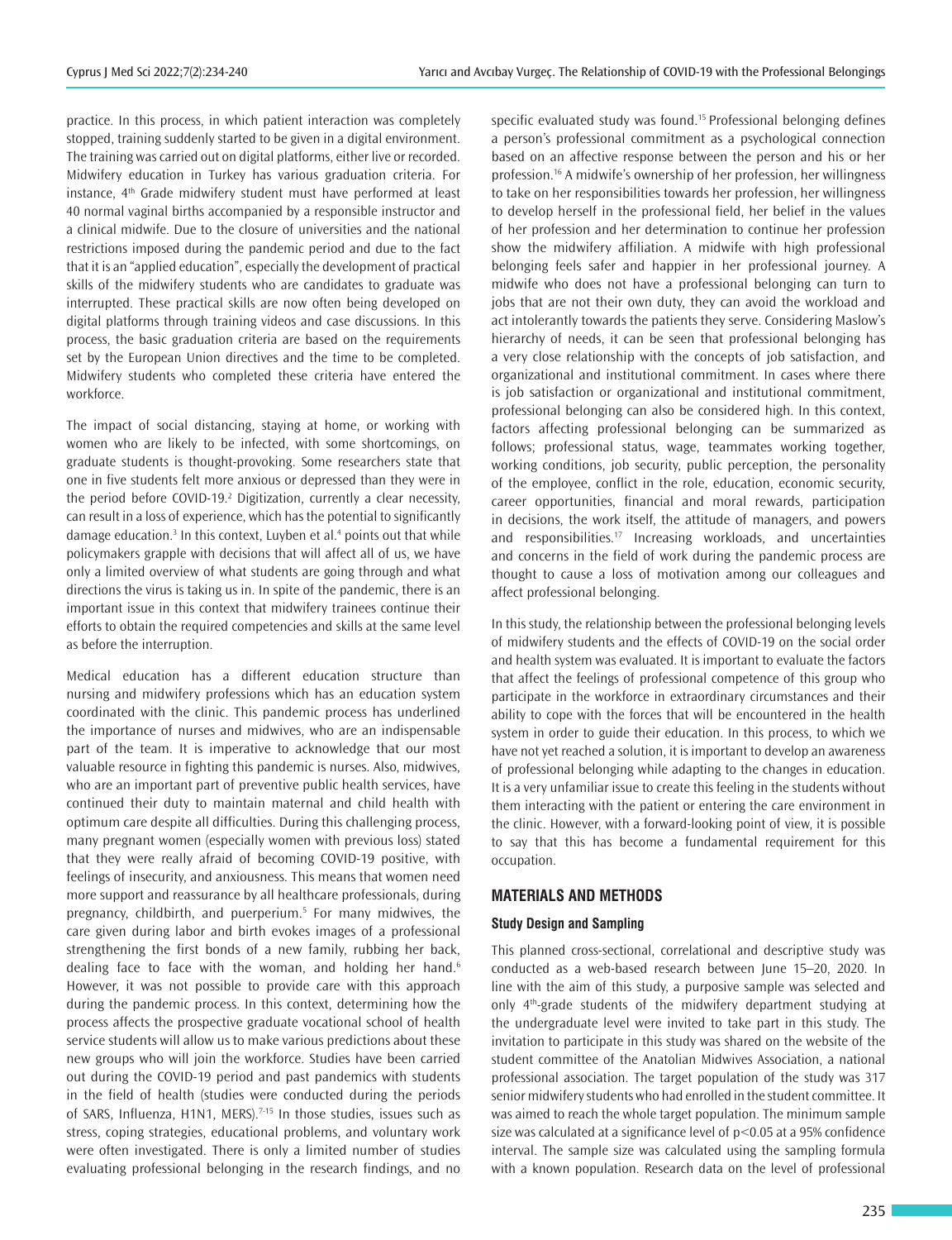practice. In this process, in which patient interaction was completely stopped, training suddenly started to be given in a digital environment. The training was carried out on digital platforms, either live or recorded. Midwifery education in Turkey has various graduation criteria. For instance, 4th Grade midwifery student must have performed at least 40 normal vaginal births accompanied by a responsible instructor and a clinical midwife. Due to the closure of universities and the national restrictions imposed during the pandemic period and due to the fact that it is an "applied education", especially the development of practical skills of the midwifery students who are candidates to graduate was interrupted. These practical skills are now often being developed on digital platforms through training videos and case discussions. In this process, the basic graduation criteria are based on the requirements set by the European Union directives and the time to be completed. Midwifery students who completed these criteria have entered the workforce.

The impact of social distancing, staying at home, or working with women who are likely to be infected, with some shortcomings, on graduate students is thought-provoking. Some researchers state that one in five students felt more anxious or depressed than they were in the period before COVID-19.[2] Digitization, currently a clear necessity, can result in a loss of experience, which has the potential to significantly damage education.[3] In this context, Luyben et al.[4] points out that while policymakers grapple with decisions that will affect all of us, we have only a limited overview of what students are going through and what directions the virus is taking us in. In spite of the pandemic, there is an important issue in this context that midwifery trainees continue their efforts to obtain the required competencies and skills at the same level as before the interruption.

Medical education has a different education structure than nursing and midwifery professions which has an education system coordinated with the clinic. This pandemic process has underlined the importance of nurses and midwives, who are an indispensable part of the team. It is imperative to acknowledge that our most valuable resource in fighting this pandemic is nurses. Also, midwives, who are an important part of preventive public health services, have continued their duty to maintain maternal and child health with optimum care despite all difficulties. During this challenging process, many pregnant women (especially women with previous loss) stated that they were really afraid of becoming COVID-19 positive, with feelings of insecurity, and anxiousness. This means that women need more support and reassurance by all healthcare professionals, during pregnancy, childbirth, and puerperium.[5] For many midwives, the care given during labor and birth evokes images of a professional strengthening the first bonds of a new family, rubbing her back, dealing face to face with the woman, and holding her hand.[6] However, it was not possible to provide care with this approach during the pandemic process. In this context, determining how the process affects the prospective graduate vocational school of health service students will allow us to make various predictions about these new groups who will join the workforce. Studies have been carried out during the COVID-19 period and past pandemics with students in the field of health (studies were conducted during the periods of SARS, Influenza, H1N1, MERS).[7-15] In those studies, issues such as stress, coping strategies, educational problems, and voluntary work were often investigated. There is only a limited number of studies evaluating professional belonging in the research findings, and no specific evaluated study was found.[15] Professional belonging defines a person's professional commitment as a psychological connection based on an affective response between the person and his or her profession.[16] A midwife's ownership of her profession, her willingness to take on her responsibilities towards her profession, her willingness to develop herself in the professional field, her belief in the values of her profession and her determination to continue her profession show the midwifery affiliation. A midwife with high professional belonging feels safer and happier in her professional journey. A midwife who does not have a professional belonging can turn to jobs that are not their own duty, they can avoid the workload and act intolerantly towards the patients they serve. Considering Maslow's hierarchy of needs, it can be seen that professional belonging has a very close relationship with the concepts of job satisfaction, and organizational and institutional commitment. In cases where there is job satisfaction or organizational and institutional commitment, professional belonging can also be considered high. In this context, factors affecting professional belonging can be summarized as follows; professional status, wage, teammates working together, working conditions, job security, public perception, the personality of the employee, conflict in the role, education, economic security, career opportunities, financial and moral rewards, participation in decisions, the work itself, the attitude of managers, and powers and responsibilities.[17] Increasing workloads, and uncertainties and concerns in the field of work during the pandemic process are thought to cause a loss of motivation among our colleagues and affect professional belonging.

In this study, the relationship between the professional belonging levels of midwifery students and the effects of COVID-19 on the social order and health system was evaluated. It is important to evaluate the factors that affect the feelings of professional competence of this group who participate in the workforce in extraordinary circumstances and their ability to cope with the forces that will be encountered in the health system in order to guide their education. In this process, to which we have not yet reached a solution, it is important to develop an awareness of professional belonging while adapting to the changes in education. It is a very unfamiliar issue to create this feeling in the students without them interacting with the patient or entering the care environment in the clinic. However, with a forward-looking point of view, it is possible to say that this has become a fundamental requirement for this occupation.

## MATERIALS AND METHODS

### Study Design and Sampling

This planned cross-sectional, correlational and descriptive study was conducted as a web-based research between June 15–20, 2020. In line with the aim of this study, a purposive sample was selected and only 4th-grade students of the midwifery department studying at the undergraduate level were invited to take part in this study. The invitation to participate in this study was shared on the website of the student committee of the Anatolian Midwives Association, a national professional association. The target population of the study was 317 senior midwifery students who had enrolled in the student committee. It was aimed to reach the whole target population. The minimum sample size was calculated at a significance level of $p<0.05$ at a 95% confidence interval. The sample size was calculated using the sampling formula with a known population. Research data on the level of professional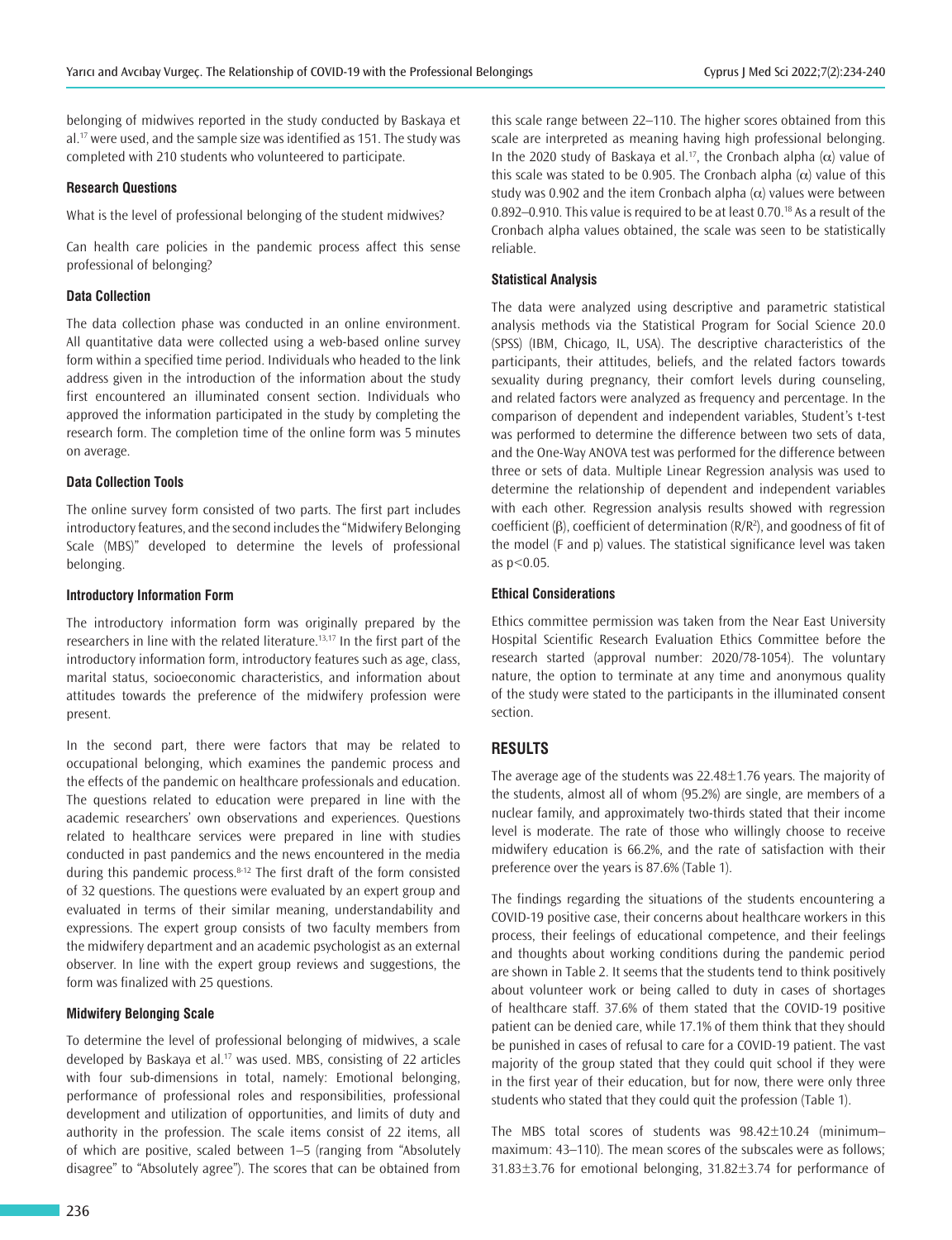belonging of midwives reported in the study conducted by Baskaya et al.[17] were used, and the sample size was identified as 151. The study was completed with 210 students who volunteered to participate.

### Research Questions

What is the level of professional belonging of the student midwives?

Can health care policies in the pandemic process affect this sense professional of belonging?

### Data Collection

The data collection phase was conducted in an online environment. All quantitative data were collected using a web-based online survey form within a specified time period. Individuals who headed to the link address given in the introduction of the information about the study first encountered an illuminated consent section. Individuals who approved the information participated in the study by completing the research form. The completion time of the online form was 5 minutes on average.

### Data Collection Tools

The online survey form consisted of two parts. The first part includes introductory features, and the second includes the "Midwifery Belonging Scale (MBS)" developed to determine the levels of professional belonging.

### Introductory Information Form

The introductory information form was originally prepared by the researchers in line with the related literature.[13,17] In the first part of the introductory information form, introductory features such as age, class, marital status, socioeconomic characteristics, and information about attitudes towards the preference of the midwifery profession were present.

In the second part, there were factors that may be related to occupational belonging, which examines the pandemic process and the effects of the pandemic on healthcare professionals and education. The questions related to education were prepared in line with the academic researchers' own observations and experiences. Questions related to healthcare services were prepared in line with studies conducted in past pandemics and the news encountered in the media during this pandemic process.[8-12] The first draft of the form consisted of 32 questions. The questions were evaluated by an expert group and evaluated in terms of their similar meaning, understandability and expressions. The expert group consists of two faculty members from the midwifery department and an academic psychologist as an external observer. In line with the expert group reviews and suggestions, the form was finalized with 25 questions.

### Midwifery Belonging Scale

To determine the level of professional belonging of midwives, a scale developed by Baskaya et al.[17] was used. MBS, consisting of 22 articles with four sub-dimensions in total, namely: Emotional belonging, performance of professional roles and responsibilities, professional development and utilization of opportunities, and limits of duty and authority in the profession. The scale items consist of 22 items, all of which are positive, scaled between 1–5 (ranging from "Absolutely disagree" to "Absolutely agree"). The scores that can be obtained from this scale range between 22–110. The higher scores obtained from this scale are interpreted as meaning having high professional belonging. In the 2020 study of Baskaya et al.[17], the Cronbach alpha ($\alpha$) value of this scale was stated to be 0.905. The Cronbach alpha ($\alpha$) value of this study was 0.902 and the item Cronbach alpha ($\alpha$) values were between 0.892–0.910. This value is required to be at least 0.70.[18] As a result of the Cronbach alpha values obtained, the scale was seen to be statistically reliable.

### Statistical Analysis

The data were analyzed using descriptive and parametric statistical analysis methods via the Statistical Program for Social Science 20.0 (SPSS) (IBM, Chicago, IL, USA). The descriptive characteristics of the participants, their attitudes, beliefs, and the related factors towards sexuality during pregnancy, their comfort levels during counseling, and related factors were analyzed as frequency and percentage. In the comparison of dependent and independent variables, Student's t-test was performed to determine the difference between two sets of data, and the One-Way ANOVA test was performed for the difference between three or sets of data. Multiple Linear Regression analysis was used to determine the relationship of dependent and independent variables with each other. Regression analysis results showed with regression coefficient ($\beta$), coefficient of determination ($R/R^2$), and goodness of fit of the model (F and p) values. The statistical significance level was taken as $p<0.05$.

### Ethical Considerations

Ethics committee permission was taken from the Near East University Hospital Scientific Research Evaluation Ethics Committee before the research started (approval number: 2020/78-1054). The voluntary nature, the option to terminate at any time and anonymous quality of the study were stated to the participants in the illuminated consent section.

## RESULTS

The average age of the students was 22.48±1.76 years. The majority of the students, almost all of whom (95.2%) are single, are members of a nuclear family, and approximately two-thirds stated that their income level is moderate. The rate of those who willingly choose to receive midwifery education is 66.2%, and the rate of satisfaction with their preference over the years is 87.6% (Table 1).

The findings regarding the situations of the students encountering a COVID-19 positive case, their concerns about healthcare workers in this process, their feelings of educational competence, and their feelings and thoughts about working conditions during the pandemic period are shown in Table 2. It seems that the students tend to think positively about volunteer work or being called to duty in cases of shortages of healthcare staff. 37.6% of them stated that the COVID-19 positive patient can be denied care, while 17.1% of them think that they should be punished in cases of refusal to care for a COVID-19 patient. The vast majority of the group stated that they could quit school if they were in the first year of their education, but for now, there were only three students who stated that they could quit the profession (Table 1).

The MBS total scores of students was 98.42±10.24 (minimum–maximum: 43–110). The mean scores of the subscales were as follows; 31.83±3.76 for emotional belonging, 31.82±3.74 for performance of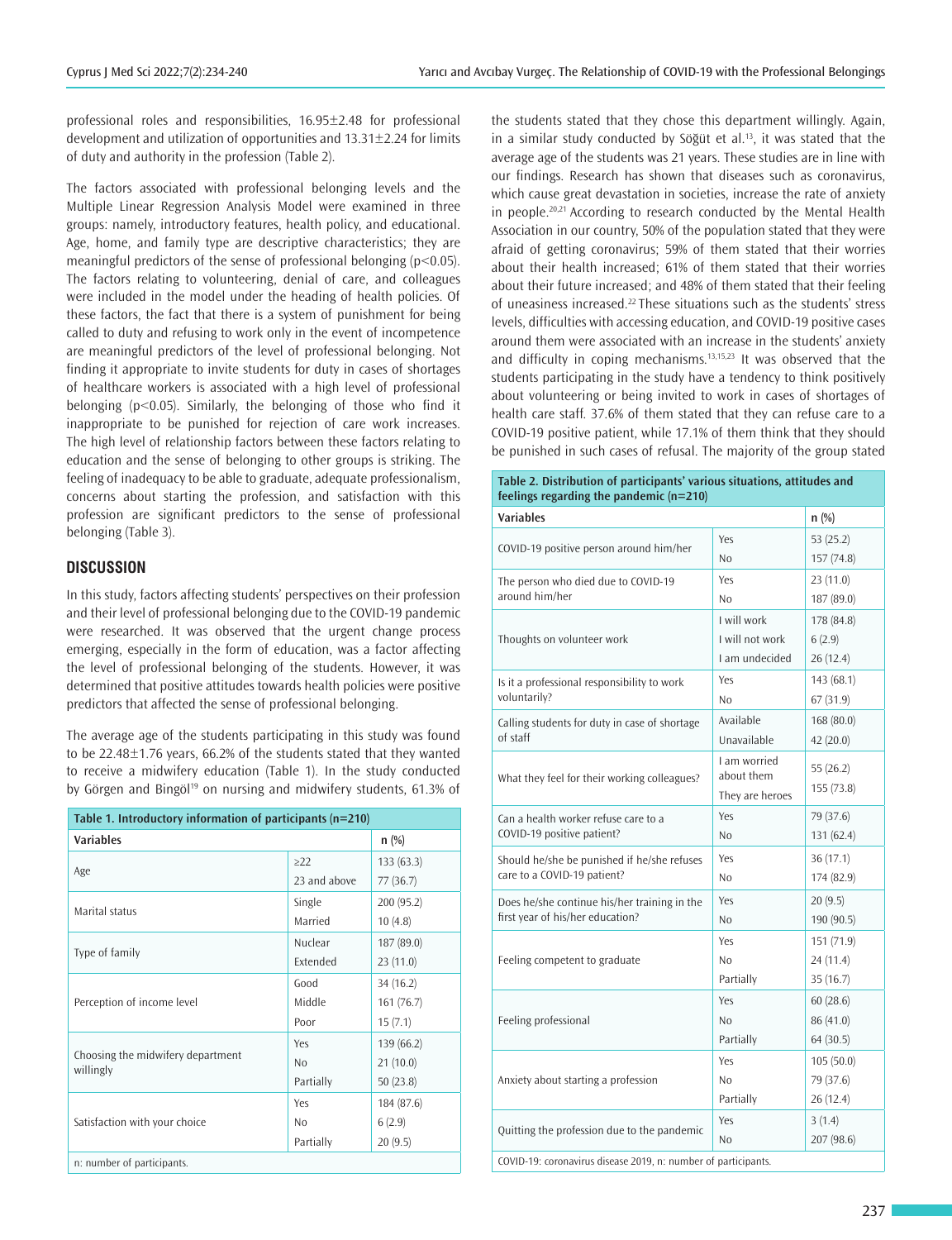professional roles and responsibilities, 16.95±2.48 for professional development and utilization of opportunities and 13.31±2.24 for limits of duty and authority in the profession (Table 2).

The factors associated with professional belonging levels and the Multiple Linear Regression Analysis Model were examined in three groups: namely, introductory features, health policy, and educational. Age, home, and family type are descriptive characteristics; they are meaningful predictors of the sense of professional belonging ($p<0.05$). The factors relating to volunteering, denial of care, and colleagues were included in the model under the heading of health policies. Of these factors, the fact that there is a system of punishment for being called to duty and refusing to work only in the event of incompetence are meaningful predictors of the level of professional belonging. Not finding it appropriate to invite students for duty in cases of shortages of healthcare workers is associated with a high level of professional belonging ($p<0.05$). Similarly, the belonging of those who find it inappropriate to be punished for rejection of care work increases. The high level of relationship factors between these factors relating to education and the sense of belonging to other groups is striking. The feeling of inadequacy to be able to graduate, adequate professionalism, concerns about starting the profession, and satisfaction with this profession are significant predictors to the sense of professional belonging (Table 3).

## DISCUSSION

In this study, factors affecting students' perspectives on their profession and their level of professional belonging due to the COVID-19 pandemic were researched. It was observed that the urgent change process emerging, especially in the form of education, was a factor affecting the level of professional belonging of the students. However, it was determined that positive attitudes towards health policies were positive predictors that affected the sense of professional belonging.

The average age of the students participating in this study was found to be 22.48±1.76 years, 66.2% of the students stated that they wanted to receive a midwifery education (Table 1). In the study conducted by Görgen and Bingöl[19] on nursing and midwifery students, 61.3% of the students stated that they chose this department willingly. Again, in a similar study conducted by Söğüt et al.[13], it was stated that the average age of the students was 21 years. These studies are in line with our findings. Research has shown that diseases such as coronavirus, which cause great devastation in societies, increase the rate of anxiety in people.[20,21] According to research conducted by the Mental Health Association in our country, 50% of the population stated that they were afraid of getting coronavirus; 59% of them stated that their worries about their health increased; 61% of them stated that their worries about their future increased; and 48% of them stated that their feeling of uneasiness increased.[22] These situations such as the students' stress levels, difficulties with accessing education, and COVID-19 positive cases around them were associated with an increase in the students' anxiety and difficulty in coping mechanisms.[13,15,23] It was observed that the students participating in the study have a tendency to think positively about volunteering or being invited to work in cases of shortages of health care staff. 37.6% of them stated that they can refuse care to a COVID-19 positive patient, while 17.1% of them think that they should be punished in such cases of refusal. The majority of the group stated

**Table 1. Introductory information of participants (n=210)**

| Variables | | n (%) |
|---|---|---|
| Age | ≥22 | 133 (63.3) |
| | 23 and above | 77 (36.7) |
| Marital status | Single | 200 (95.2) |
| | Married | 10 (4.8) |
| Type of family | Nuclear | 187 (89.0) |
| | Extended | 23 (11.0) |
| Perception of income level | Good | 34 (16.2) |
| | Middle | 161 (76.7) |
| | Poor | 15 (7.1) |
| Choosing the midwifery department willingly | Yes | 139 (66.2) |
| | No | 21 (10.0) |
| | Partially | 50 (23.8) |
| Satisfaction with your choice | Yes | 184 (87.6) |
| | No | 6 (2.9) |
| | Partially | 20 (9.5) |

n: number of participants.

**Table 2. Distribution of participants' various situations, attitudes and feelings regarding the pandemic (n=210)**

| Variables | | n (%) |
|---|---|---|
| COVID-19 positive person around him/her | Yes | 53 (25.2) |
| | No | 157 (74.8) |
| The person who died due to COVID-19 around him/her | Yes | 23 (11.0) |
| | No | 187 (89.0) |
| Thoughts on volunteer work | I will work | 178 (84.8) |
| | I will not work | 6 (2.9) |
| | I am undecided | 26 (12.4) |
| Is it a professional responsibility to work voluntarily? | Yes | 143 (68.1) |
| | No | 67 (31.9) |
| Calling students for duty in case of shortage of staff | Available | 168 (80.0) |
| | Unavailable | 42 (20.0) |
| What they feel for their working colleagues? | I am worried about them | 55 (26.2) |
| | They are heroes | 155 (73.8) |
| Can a health worker refuse care to a COVID-19 positive patient? | Yes | 79 (37.6) |
| | No | 131 (62.4) |
| Should he/she be punished if he/she refuses care to a COVID-19 patient? | Yes | 36 (17.1) |
| | No | 174 (82.9) |
| Does he/she continue his/her training in the first year of his/her education? | Yes | 20 (9.5) |
| | No | 190 (90.5) |
| Feeling competent to graduate | Yes | 151 (71.9) |
| | No | 24 (11.4) |
| | Partially | 35 (16.7) |
| Feeling professional | Yes | 60 (28.6) |
| | No | 86 (41.0) |
| | Partially | 64 (30.5) |
| Anxiety about starting a profession | Yes | 105 (50.0) |
| | No | 79 (37.6) |
| | Partially | 26 (12.4) |
| Quitting the profession due to the pandemic | Yes | 3 (1.4) |
| | No | 207 (98.6) |

COVID-19: coronavirus disease 2019, n: number of participants.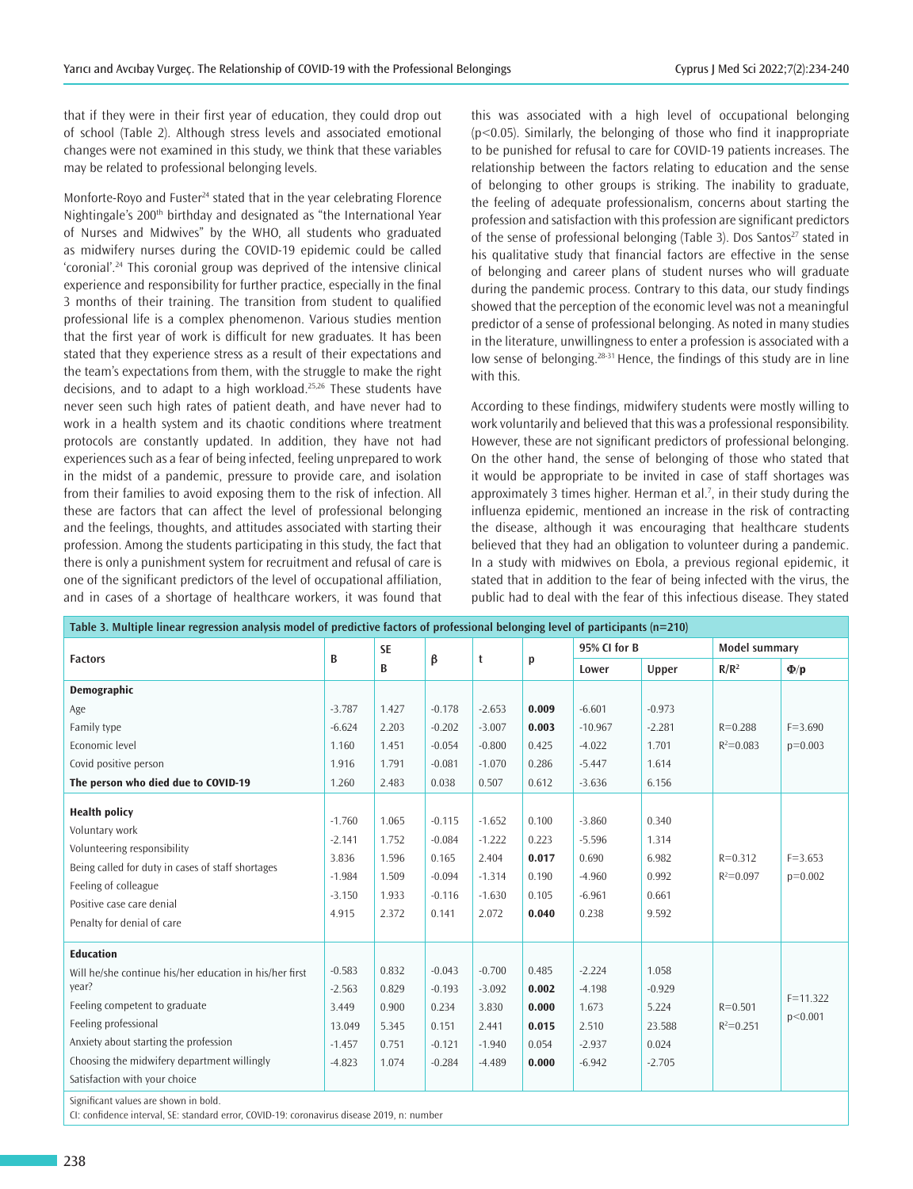that if they were in their first year of education, they could drop out of school (Table 2). Although stress levels and associated emotional changes were not examined in this study, we think that these variables may be related to professional belonging levels.

Monforte-Royo and Fuster[24] stated that in the year celebrating Florence Nightingale's 200th birthday and designated as "the International Year of Nurses and Midwives" by the WHO, all students who graduated as midwifery nurses during the COVID-19 epidemic could be called 'coronial'.[24] This coronial group was deprived of the intensive clinical experience and responsibility for further practice, especially in the final 3 months of their training. The transition from student to qualified professional life is a complex phenomenon. Various studies mention that the first year of work is difficult for new graduates. It has been stated that they experience stress as a result of their expectations and the team's expectations from them, with the struggle to make the right decisions, and to adapt to a high workload.[25,26] These students have never seen such high rates of patient death, and have never had to work in a health system and its chaotic conditions where treatment protocols are constantly updated. In addition, they have not had experiences such as a fear of being infected, feeling unprepared to work in the midst of a pandemic, pressure to provide care, and isolation from their families to avoid exposing them to the risk of infection. All these are factors that can affect the level of professional belonging and the feelings, thoughts, and attitudes associated with starting their profession. Among the students participating in this study, the fact that there is only a punishment system for recruitment and refusal of care is one of the significant predictors of the level of occupational affiliation, and in cases of a shortage of healthcare workers, it was found that this was associated with a high level of occupational belonging ($p<0.05$). Similarly, the belonging of those who find it inappropriate to be punished for refusal to care for COVID-19 patients increases. The relationship between the factors relating to education and the sense of belonging to other groups is striking. The inability to graduate, the feeling of adequate professionalism, concerns about starting the profession and satisfaction with this profession are significant predictors of the sense of professional belonging (Table 3). Dos Santos[27] stated in his qualitative study that financial factors are effective in the sense of belonging and career plans of student nurses who will graduate during the pandemic process. Contrary to this data, our study findings showed that the perception of the economic level was not a meaningful predictor of a sense of professional belonging. As noted in many studies in the literature, unwillingness to enter a profession is associated with a low sense of belonging.[28-31] Hence, the findings of this study are in line with this.

According to these findings, midwifery students were mostly willing to work voluntarily and believed that this was a professional responsibility. However, these are not significant predictors of professional belonging. On the other hand, the sense of belonging of those who stated that it would be appropriate to be invited in case of staff shortages was approximately 3 times higher. Herman et al.[7], in their study during the influenza epidemic, mentioned an increase in the risk of contracting the disease, although it was encouraging that healthcare students believed that they had an obligation to volunteer during a pandemic. In a study with midwives on Ebola, a previous regional epidemic, it stated that in addition to the fear of being infected with the virus, the public had to deal with the fear of this infectious disease. They stated

**Table 3. Multiple linear regression analysis model of predictive factors of professional belonging level of participants (n=210)**

| Factors | B | SE B | β | t | p | 95% CI for B | | Model summary | |
|---|---|---|---|---|---|---|---|---|---|
| | | | | | | Lower | Upper | R/$R^2$ | Φ/p |
| **Demographic** | | | | | | | | | |
| Age | -3.787 | 1.427 | -0.178 | -2.653 | **0.009** | -6.601 | -0.973 | R=0.288 | F=3.690 |
| Family type | -6.624 | 2.203 | -0.202 | -3.007 | **0.003** | -10.967 | -2.281 | $R^2$=0.083 | p=0.003 |
| Economic level | 1.160 | 1.451 | -0.054 | -0.800 | 0.425 | -4.022 | 1.701 | | |
| Covid positive person | 1.916 | 1.791 | -0.081 | -1.070 | 0.286 | -5.447 | 1.614 | | |
| **The person who died due to COVID-19** | 1.260 | 2.483 | 0.038 | 0.507 | 0.612 | -3.636 | 6.156 | | |
| **Health policy** | | | | | | | | | |
| Voluntary work | -1.760 | 1.065 | -0.115 | -1.652 | 0.100 | -3.860 | 0.340 | R=0.312 | F=3.653 |
| Volunteering responsibility | -2.141 | 1.752 | -0.084 | -1.222 | 0.223 | -5.596 | 1.314 | $R^2$=0.097 | p=0.002 |
| Being called for duty in cases of staff shortages | 3.836 | 1.596 | 0.165 | 2.404 | **0.017** | 0.690 | 6.982 | | |
| Feeling of colleague | -1.984 | 1.509 | -0.094 | -1.314 | 0.190 | -4.960 | 0.992 | | |
| Positive case care denial | -3.150 | 1.933 | -0.116 | -1.630 | 0.105 | -6.961 | 0.661 | | |
| Penalty for denial of care | 4.915 | 2.372 | 0.141 | 2.072 | **0.040** | 0.238 | 9.592 | | |
| **Education** | | | | | | | | | |
| Will he/she continue his/her education in his/her first year? | -0.583 | 0.832 | -0.043 | -0.700 | 0.485 | -2.224 | 1.058 | R=0.501 | F=11.322 |
| Feeling competent to graduate | -2.563 | 0.829 | -0.193 | -3.092 | **0.002** | -4.198 | -0.929 | $R^2$=0.251 | p<0.001 |
| Feeling professional | 3.449 | 0.900 | 0.234 | 3.830 | **0.000** | 1.673 | 5.224 | | |
| Anxiety about starting the profession | 13.049 | 5.345 | 0.151 | 2.441 | **0.015** | 2.510 | 23.588 | | |
| Choosing the midwifery department willingly | -1.457 | 0.751 | -0.121 | -1.940 | 0.054 | -2.937 | 0.024 | | |
| Satisfaction with your choice | -4.823 | 1.074 | -0.284 | -4.489 | **0.000** | -6.942 | -2.705 | | |

Significant values are shown in bold.
CI: confidence interval, SE: standard error, COVID-19: coronavirus disease 2019, n: number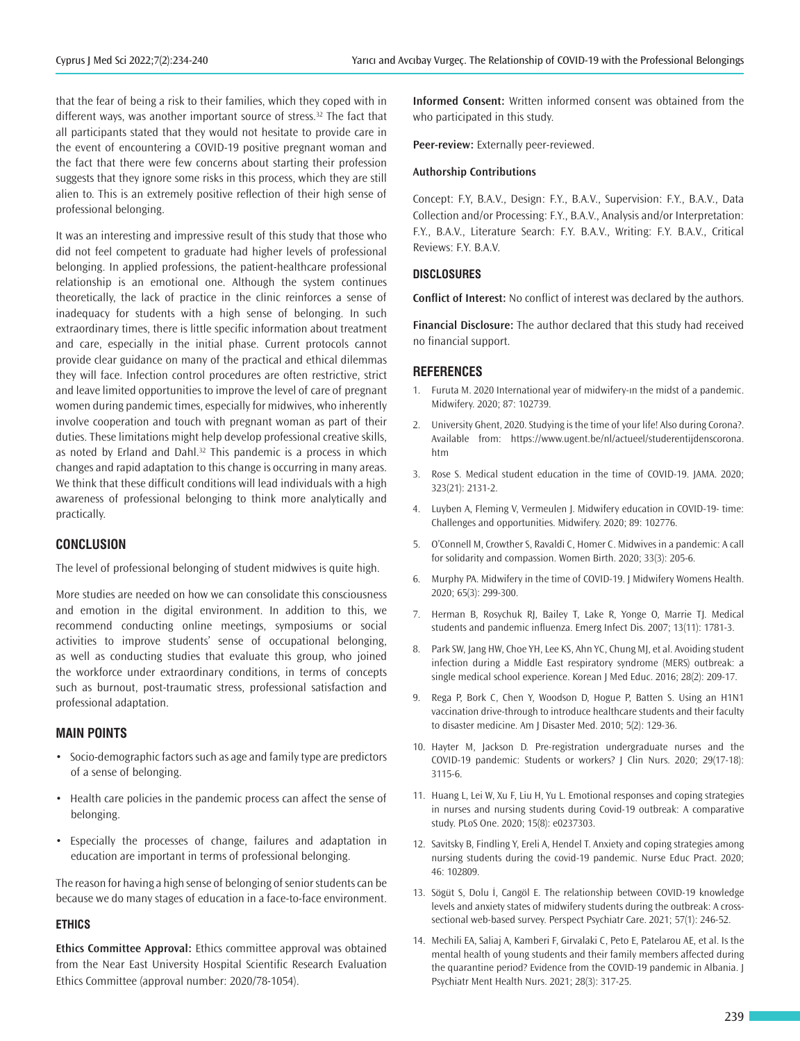that the fear of being a risk to their families, which they coped with in different ways, was another important source of stress.[32] The fact that all participants stated that they would not hesitate to provide care in the event of encountering a COVID-19 positive pregnant woman and the fact that there were few concerns about starting their profession suggests that they ignore some risks in this process, which they are still alien to. This is an extremely positive reflection of their high sense of professional belonging.

It was an interesting and impressive result of this study that those who did not feel competent to graduate had higher levels of professional belonging. In applied professions, the patient-healthcare professional relationship is an emotional one. Although the system continues theoretically, the lack of practice in the clinic reinforces a sense of inadequacy for students with a high sense of belonging. In such extraordinary times, there is little specific information about treatment and care, especially in the initial phase. Current protocols cannot provide clear guidance on many of the practical and ethical dilemmas they will face. Infection control procedures are often restrictive, strict and leave limited opportunities to improve the level of care of pregnant women during pandemic times, especially for midwives, who inherently involve cooperation and touch with pregnant woman as part of their duties. These limitations might help develop professional creative skills, as noted by Erland and Dahl.[32] This pandemic is a process in which changes and rapid adaptation to this change is occurring in many areas. We think that these difficult conditions will lead individuals with a high awareness of professional belonging to think more analytically and practically.

## CONCLUSION

The level of professional belonging of student midwives is quite high.

More studies are needed on how we can consolidate this consciousness and emotion in the digital environment. In addition to this, we recommend conducting online meetings, symposiums or social activities to improve students' sense of occupational belonging, as well as conducting studies that evaluate this group, who joined the workforce under extraordinary conditions, in terms of concepts such as burnout, post-traumatic stress, professional satisfaction and professional adaptation.

## MAIN POINTS

- Socio-demographic factors such as age and family type are predictors of a sense of belonging.
- Health care policies in the pandemic process can affect the sense of belonging.
- Especially the processes of change, failures and adaptation in education are important in terms of professional belonging.

The reason for having a high sense of belonging of senior students can be because we do many stages of education in a face-to-face environment.

### ETHICS

**Ethics Committee Approval:** Ethics committee approval was obtained from the Near East University Hospital Scientific Research Evaluation Ethics Committee (approval number: 2020/78-1054).

**Informed Consent:** Written informed consent was obtained from the who participated in this study.

**Peer-review:** Externally peer-reviewed.

### Authorship Contributions

Concept: F.Y, B.A.V., Design: F.Y., B.A.V., Supervision: F.Y., B.A.V., Data Collection and/or Processing: F.Y., B.A.V., Analysis and/or Interpretation: F.Y., B.A.V., Literature Search: F.Y. B.A.V., Writing: F.Y. B.A.V., Critical Reviews: F.Y. B.A.V.

## DISCLOSURES

**Conflict of Interest:** No conflict of interest was declared by the authors.

**Financial Disclosure:** The author declared that this study had received no financial support.

## REFERENCES

1. Furuta M. 2020 International year of midwifery-ın the midst of a pandemic. Midwifery. 2020; 87: 102739.
2. University Ghent, 2020. Studying is the time of your life! Also during Corona?. Available from: https://www.ugent.be/nl/actueel/studerentijdenscorona.htm
3. Rose S. Medical student education in the time of COVID-19. JAMA. 2020; 323(21): 2131-2.
4. Luyben A, Fleming V, Vermeulen J. Midwifery education in COVID-19- time: Challenges and opportunities. Midwifery. 2020; 89: 102776.
5. O'Connell M, Crowther S, Ravaldi C, Homer C. Midwives in a pandemic: A call for solidarity and compassion. Women Birth. 2020; 33(3): 205-6.
6. Murphy PA. Midwifery in the time of COVID-19. J Midwifery Womens Health. 2020; 65(3): 299-300.
7. Herman B, Rosychuk RJ, Bailey T, Lake R, Yonge O, Marrie TJ. Medical students and pandemic influenza. Emerg Infect Dis. 2007; 13(11): 1781-3.
8. Park SW, Jang HW, Choe YH, Lee KS, Ahn YC, Chung MJ, et al. Avoiding student infection during a Middle East respiratory syndrome (MERS) outbreak: a single medical school experience. Korean J Med Educ. 2016; 28(2): 209-17.
9. Rega P, Bork C, Chen Y, Woodson D, Hogue P, Batten S. Using an H1N1 vaccination drive-through to introduce healthcare students and their faculty to disaster medicine. Am J Disaster Med. 2010; 5(2): 129-36.
10. Hayter M, Jackson D. Pre-registration undergraduate nurses and the COVID-19 pandemic: Students or workers? J Clin Nurs. 2020; 29(17-18): 3115-6.
11. Huang L, Lei W, Xu F, Liu H, Yu L. Emotional responses and coping strategies in nurses and nursing students during Covid-19 outbreak: A comparative study. PLoS One. 2020; 15(8): e0237303.
12. Savitsky B, Findling Y, Ereli A, Hendel T. Anxiety and coping strategies among nursing students during the covid-19 pandemic. Nurse Educ Pract. 2020; 46: 102809.
13. Sögüt S, Dolu İ, Cangöl E. The relationship between COVID-19 knowledge levels and anxiety states of midwifery students during the outbreak: A cross-sectional web-based survey. Perspect Psychiatr Care. 2021; 57(1): 246-52.
14. Mechili EA, Saliaj A, Kamberi F, Girvalaki C, Peto E, Patelarou AE, et al. Is the mental health of young students and their family members affected during the quarantine period? Evidence from the COVID-19 pandemic in Albania. J Psychiatr Ment Health Nurs. 2021; 28(3): 317-25.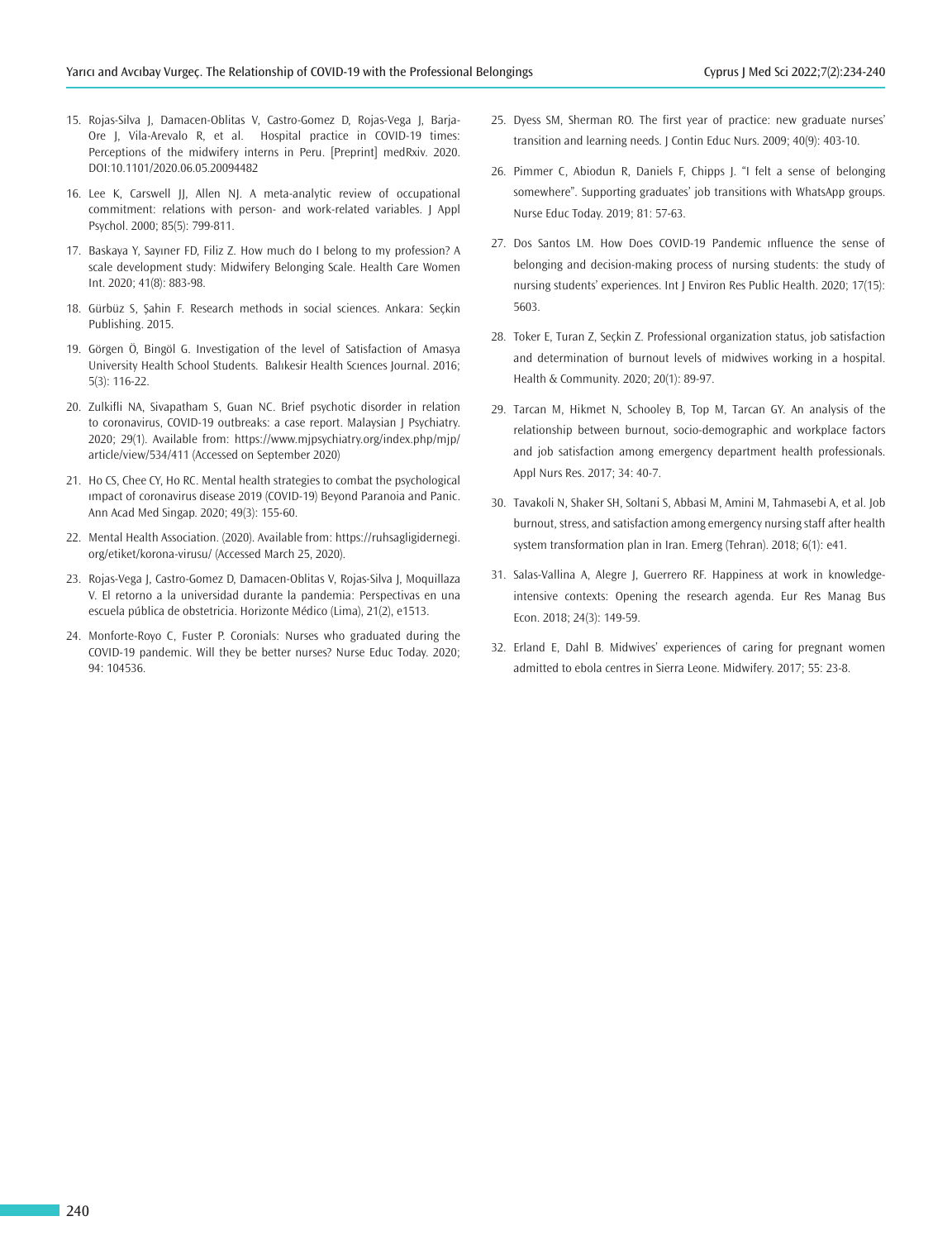15. Rojas-Silva J, Damacen-Oblitas V, Castro-Gomez D, Rojas-Vega J, Barja-Ore J, Vila-Arevalo R, et al. Hospital practice in COVID-19 times: Perceptions of the midwifery interns in Peru. [Preprint] medRxiv. 2020. DOI:10.1101/2020.06.05.20094482
16. Lee K, Carswell JJ, Allen NJ. A meta-analytic review of occupational commitment: relations with person- and work-related variables. J Appl Psychol. 2000; 85(5): 799-811.
17. Baskaya Y, Sayıner FD, Filiz Z. How much do I belong to my profession? A scale development study: Midwifery Belonging Scale. Health Care Women Int. 2020; 41(8): 883-98.
18. Gürbüz S, Şahin F. Research methods in social sciences. Ankara: Seçkin Publishing. 2015.
19. Görgen Ö, Bingöl G. Investigation of the level of Satisfaction of Amasya University Health School Students. Balıkesir Health Scıences Journal. 2016; 5(3): 116-22.
20. Zulkifli NA, Sivapatham S, Guan NC. Brief psychotic disorder in relation to coronavirus, COVID-19 outbreaks: a case report. Malaysian J Psychiatry. 2020; 29(1). Available from: https://www.mjpsychiatry.org/index.php/mjp/article/view/534/411 (Accessed on September 2020)
21. Ho CS, Chee CY, Ho RC. Mental health strategies to combat the psychological ımpact of coronavirus disease 2019 (COVID-19) Beyond Paranoia and Panic. Ann Acad Med Singap. 2020; 49(3): 155-60.
22. Mental Health Association. (2020). Available from: https://ruhsagligidernegi.org/etiket/korona-virusu/ (Accessed March 25, 2020).
23. Rojas-Vega J, Castro-Gomez D, Damacen-Oblitas V, Rojas-Silva J, Moquillaza V. El retorno a la universidad durante la pandemia: Perspectivas en una escuela pública de obstetricia. Horizonte Médico (Lima), 21(2), e1513.
24. Monforte-Royo C, Fuster P. Coronials: Nurses who graduated during the COVID-19 pandemic. Will they be better nurses? Nurse Educ Today. 2020; 94: 104536.
25. Dyess SM, Sherman RO. The first year of practice: new graduate nurses' transition and learning needs. J Contin Educ Nurs. 2009; 40(9): 403-10.
26. Pimmer C, Abiodun R, Daniels F, Chipps J. "I felt a sense of belonging somewhere". Supporting graduates' job transitions with WhatsApp groups. Nurse Educ Today. 2019; 81: 57-63.
27. Dos Santos LM. How Does COVID-19 Pandemic ınfluence the sense of belonging and decision-making process of nursing students: the study of nursing students' experiences. Int J Environ Res Public Health. 2020; 17(15): 5603.
28. Toker E, Turan Z, Seçkin Z. Professional organization status, job satisfaction and determination of burnout levels of midwives working in a hospital. Health & Community. 2020; 20(1): 89-97.
29. Tarcan M, Hikmet N, Schooley B, Top M, Tarcan GY. An analysis of the relationship between burnout, socio-demographic and workplace factors and job satisfaction among emergency department health professionals. Appl Nurs Res. 2017; 34: 40-7.
30. Tavakoli N, Shaker SH, Soltani S, Abbasi M, Amini M, Tahmasebi A, et al. Job burnout, stress, and satisfaction among emergency nursing staff after health system transformation plan in Iran. Emerg (Tehran). 2018; 6(1): e41.
31. Salas-Vallina A, Alegre J, Guerrero RF. Happiness at work in knowledge-intensive contexts: Opening the research agenda. Eur Res Manag Bus Econ. 2018; 24(3): 149-59.
32. Erland E, Dahl B. Midwives' experiences of caring for pregnant women admitted to ebola centres in Sierra Leone. Midwifery. 2017; 55: 23-8.